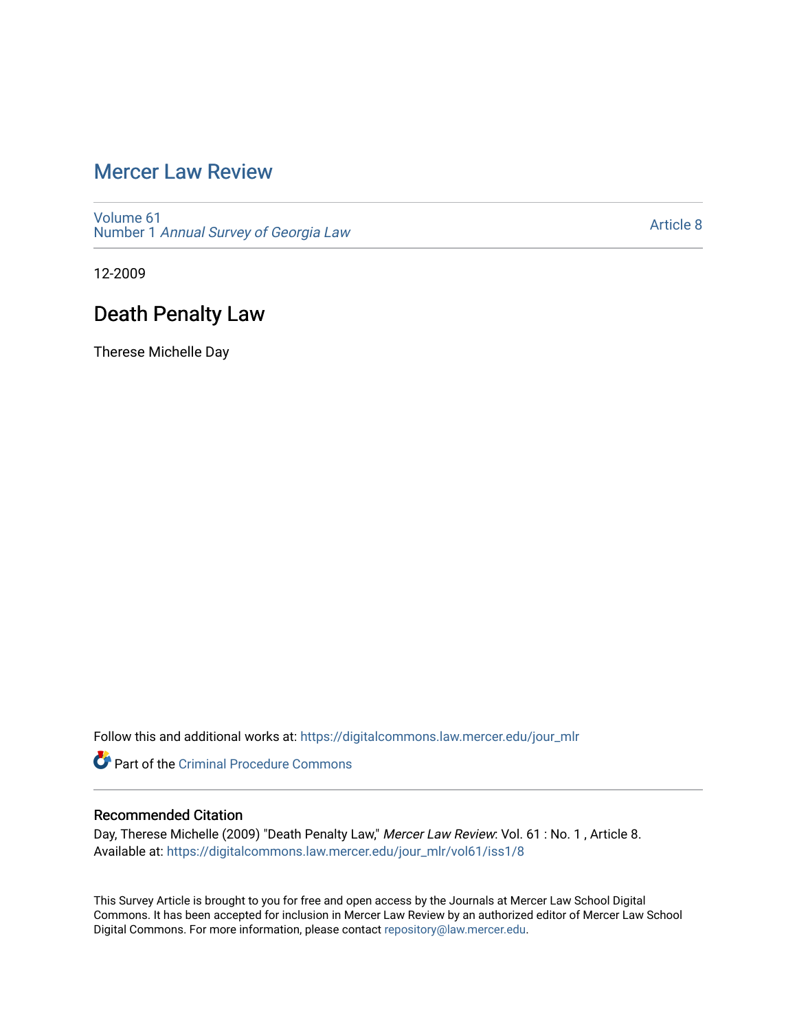# Mercer Law Review

Volume 61
Number 1 *Annual Survey of Georgia Law*

Article 8

12-2009

## Death Penalty Law

Therese Michelle Day

Follow this and additional works at: https://digitalcommons.law.mercer.edu/jour_mlr

Part of the Criminal Procedure Commons

### Recommended Citation

Day, Therese Michelle (2009) "Death Penalty Law," *Mercer Law Review*: Vol. 61 : No. 1 , Article 8.
Available at: https://digitalcommons.law.mercer.edu/jour_mlr/vol61/iss1/8

This Survey Article is brought to you for free and open access by the Journals at Mercer Law School Digital Commons. It has been accepted for inclusion in Mercer Law Review by an authorized editor of Mercer Law School Digital Commons. For more information, please contact repository@law.mercer.edu.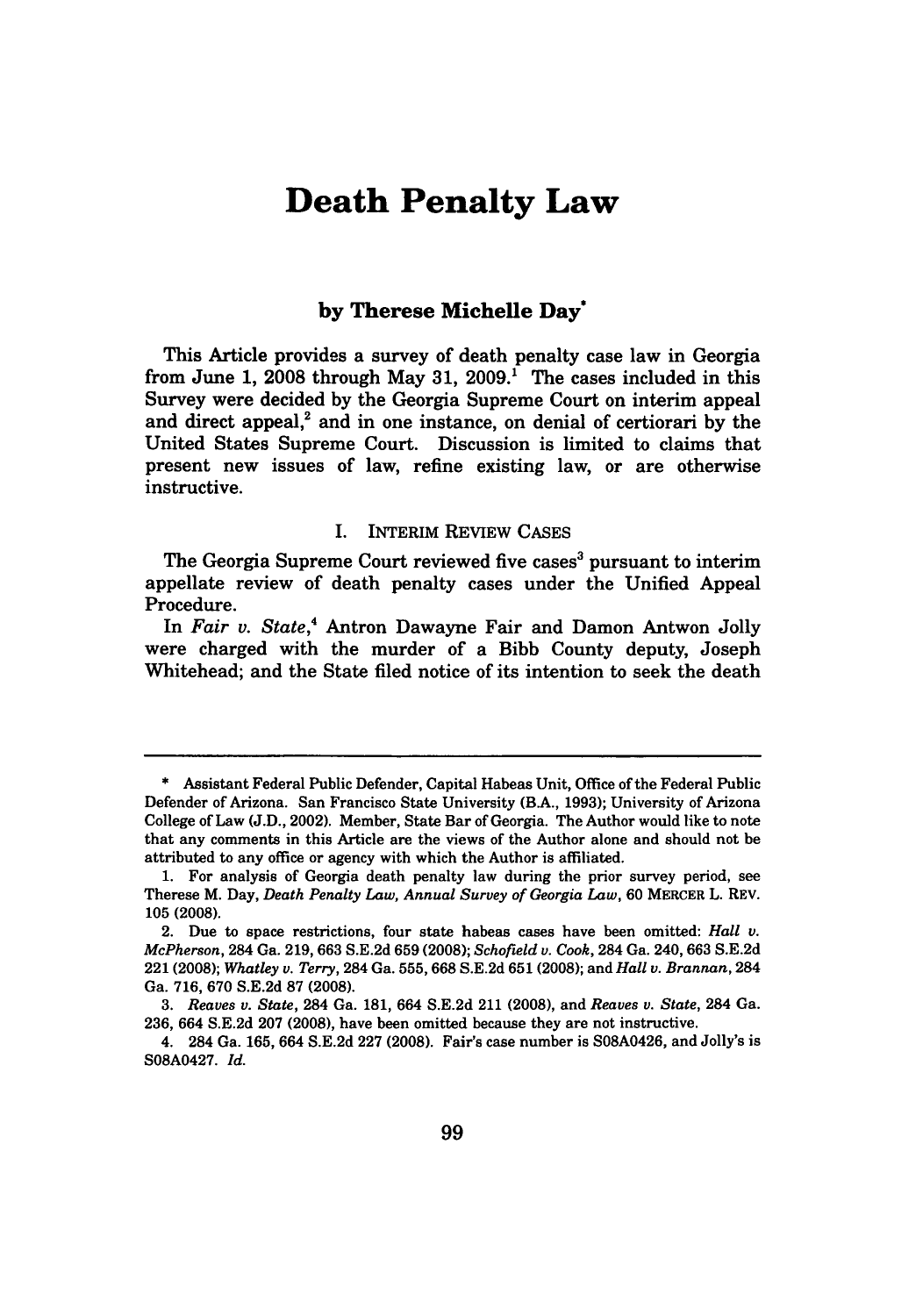# Death Penalty Law

### by Therese Michelle Day*

This Article provides a survey of death penalty case law in Georgia from June 1, 2008 through May 31, 2009.[1] The cases included in this Survey were decided by the Georgia Supreme Court on interim appeal and direct appeal,[2] and in one instance, on denial of certiorari by the United States Supreme Court. Discussion is limited to claims that present new issues of law, refine existing law, or are otherwise instructive.

## I. INTERIM REVIEW CASES

The Georgia Supreme Court reviewed five cases[3] pursuant to interim appellate review of death penalty cases under the Unified Appeal Procedure.

In *Fair v. State*,[4] Antron Dawayne Fair and Damon Antwon Jolly were charged with the murder of a Bibb County deputy, Joseph Whitehead; and the State filed notice of its intention to seek the death

---

\* Assistant Federal Public Defender, Capital Habeas Unit, Office of the Federal Public Defender of Arizona. San Francisco State University (B.A., 1993); University of Arizona College of Law (J.D., 2002). Member, State Bar of Georgia. The Author would like to note that any comments in this Article are the views of the Author alone and should not be attributed to any office or agency with which the Author is affiliated.

1. For analysis of Georgia death penalty law during the prior survey period, see Therese M. Day, *Death Penalty Law, Annual Survey of Georgia Law*, 60 MERCER L. REV. 105 (2008).

2. Due to space restrictions, four state habeas cases have been omitted: *Hall v. McPherson*, 284 Ga. 219, 663 S.E.2d 659 (2008); *Schofield v. Cook*, 284 Ga. 240, 663 S.E.2d 221 (2008); *Whatley v. Terry*, 284 Ga. 555, 668 S.E.2d 651 (2008); and *Hall v. Brannan*, 284 Ga. 716, 670 S.E.2d 87 (2008).

3. *Reaves v. State*, 284 Ga. 181, 664 S.E.2d 211 (2008), and *Reaves v. State*, 284 Ga. 236, 664 S.E.2d 207 (2008), have been omitted because they are not instructive.

4. 284 Ga. 165, 664 S.E.2d 227 (2008). Fair's case number is S08A0426, and Jolly's is S08A0427. *Id.*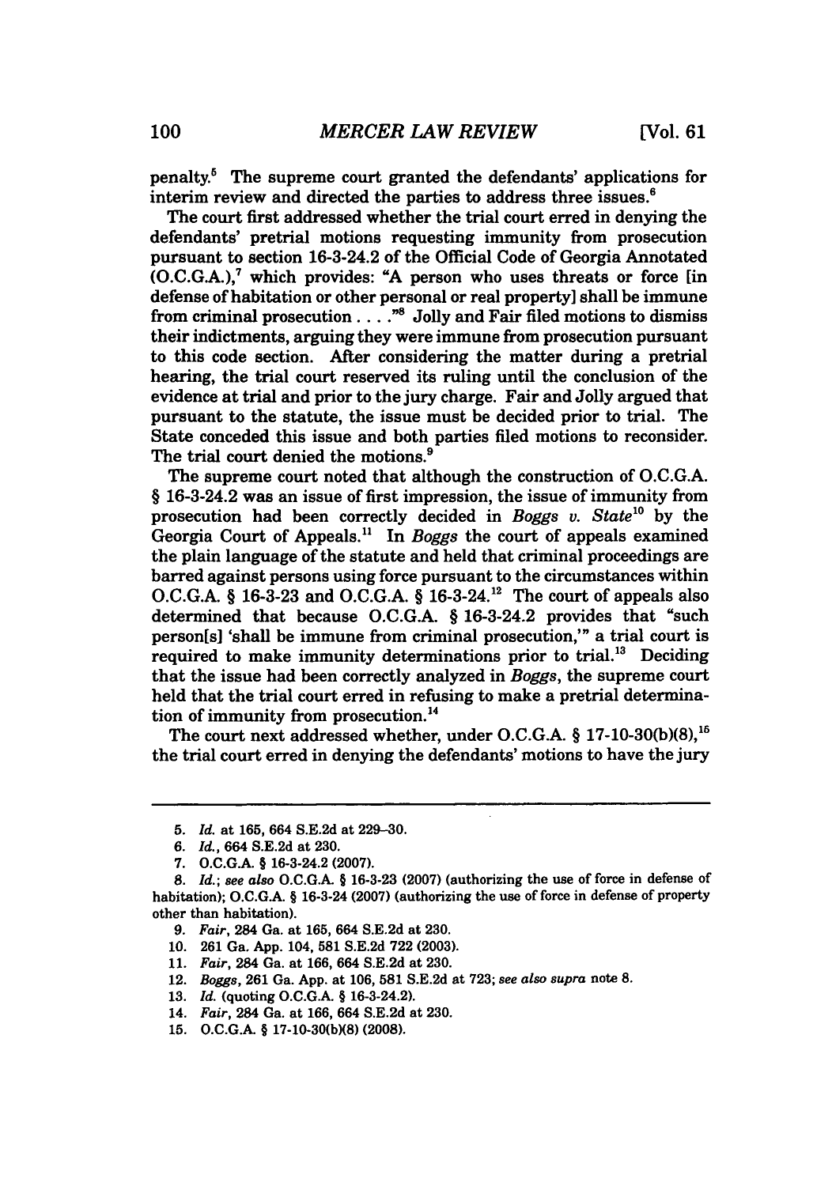penalty.[5] The supreme court granted the defendants' applications for interim review and directed the parties to address three issues.[6]

The court first addressed whether the trial court erred in denying the defendants' pretrial motions requesting immunity from prosecution pursuant to section 16-3-24.2 of the Official Code of Georgia Annotated (O.C.G.A.),[7] which provides: "A person who uses threats or force [in defense of habitation or other personal or real property] shall be immune from criminal prosecution . . . ."[8] Jolly and Fair filed motions to dismiss their indictments, arguing they were immune from prosecution pursuant to this code section. After considering the matter during a pretrial hearing, the trial court reserved its ruling until the conclusion of the evidence at trial and prior to the jury charge. Fair and Jolly argued that pursuant to the statute, the issue must be decided prior to trial. The State conceded this issue and both parties filed motions to reconsider. The trial court denied the motions.[9]

The supreme court noted that although the construction of O.C.G.A. § 16-3-24.2 was an issue of first impression, the issue of immunity from prosecution had been correctly decided in *Boggs v. State*[10] by the Georgia Court of Appeals.[11] In *Boggs* the court of appeals examined the plain language of the statute and held that criminal proceedings are barred against persons using force pursuant to the circumstances within O.C.G.A. § 16-3-23 and O.C.G.A. § 16-3-24.[12] The court of appeals also determined that because O.C.G.A. § 16-3-24.2 provides that "such person[s] 'shall be immune from criminal prosecution,'" a trial court is required to make immunity determinations prior to trial.[13] Deciding that the issue had been correctly analyzed in *Boggs*, the supreme court held that the trial court erred in refusing to make a pretrial determination of immunity from prosecution.[14]

The court next addressed whether, under O.C.G.A. § 17-10-30(b)(8),[15] the trial court erred in denying the defendants' motions to have the jury

---

5. *Id.* at 165, 664 S.E.2d at 229–30.
6. *Id.*, 664 S.E.2d at 230.
7. O.C.G.A. § 16-3-24.2 (2007).
8. *Id.*; *see also* O.C.G.A. § 16-3-23 (2007) (authorizing the use of force in defense of habitation); O.C.G.A. § 16-3-24 (2007) (authorizing the use of force in defense of property other than habitation).
9. *Fair*, 284 Ga. at 165, 664 S.E.2d at 230.
10. 261 Ga. App. 104, 581 S.E.2d 722 (2003).
11. *Fair*, 284 Ga. at 166, 664 S.E.2d at 230.
12. *Boggs*, 261 Ga. App. at 106, 581 S.E.2d at 723; *see also supra* note 8.
13. *Id.* (quoting O.C.G.A. § 16-3-24.2).
14. *Fair*, 284 Ga. at 166, 664 S.E.2d at 230.
15. O.C.G.A. § 17-10-30(b)(8) (2008).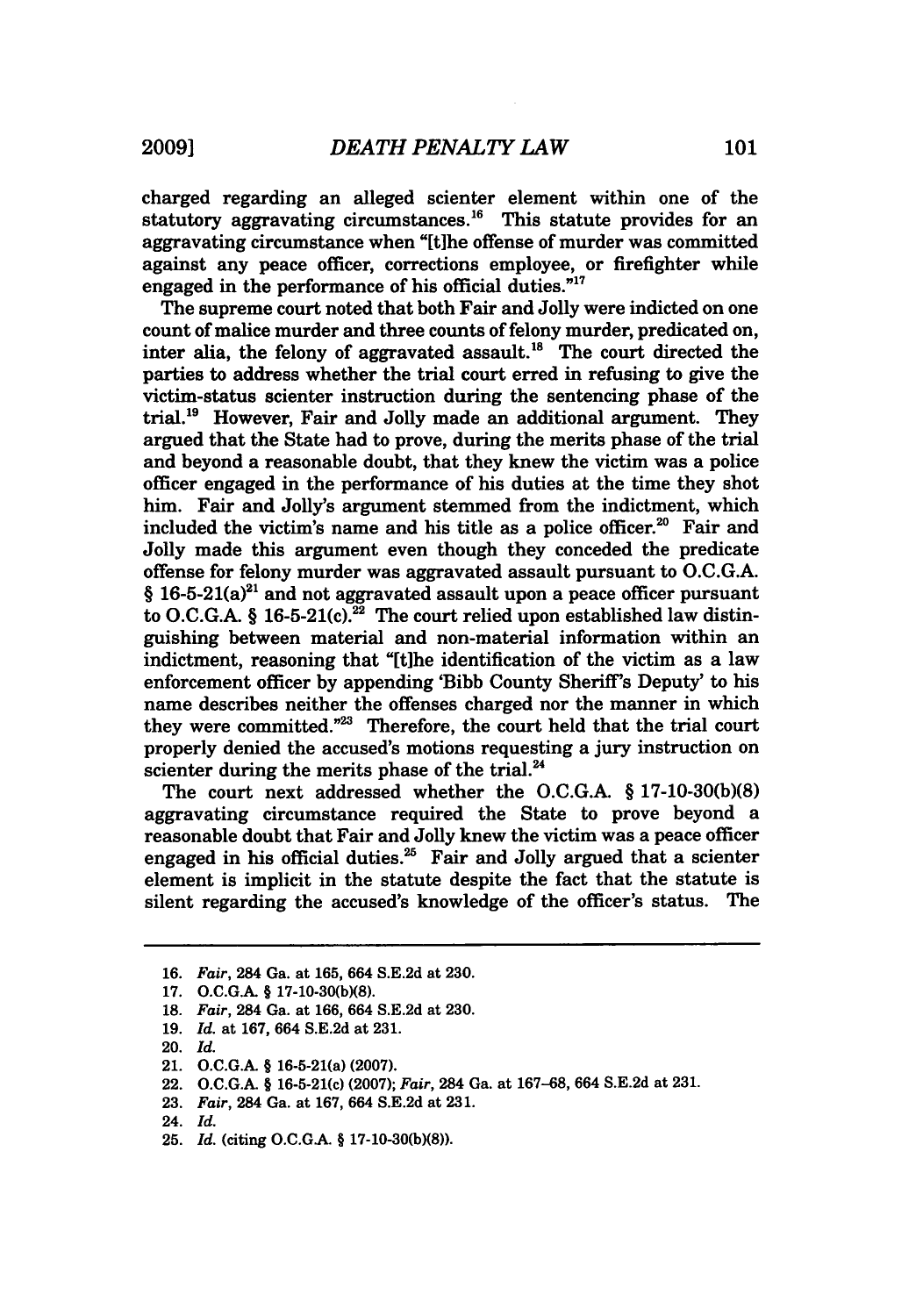charged regarding an alleged scienter element within one of the statutory aggravating circumstances.[16] This statute provides for an aggravating circumstance when "[t]he offense of murder was committed against any peace officer, corrections employee, or firefighter while engaged in the performance of his official duties."[17]

The supreme court noted that both Fair and Jolly were indicted on one count of malice murder and three counts of felony murder, predicated on, inter alia, the felony of aggravated assault.[18] The court directed the parties to address whether the trial court erred in refusing to give the victim-status scienter instruction during the sentencing phase of the trial.[19] However, Fair and Jolly made an additional argument. They argued that the State had to prove, during the merits phase of the trial and beyond a reasonable doubt, that they knew the victim was a police officer engaged in the performance of his duties at the time they shot him. Fair and Jolly's argument stemmed from the indictment, which included the victim's name and his title as a police officer.[20] Fair and Jolly made this argument even though they conceded the predicate offense for felony murder was aggravated assault pursuant to O.C.G.A. § 16-5-21(a)[21] and not aggravated assault upon a peace officer pursuant to O.C.G.A. § 16-5-21(c).[22] The court relied upon established law distinguishing between material and non-material information within an indictment, reasoning that "[t]he identification of the victim as a law enforcement officer by appending 'Bibb County Sheriff's Deputy' to his name describes neither the offenses charged nor the manner in which they were committed."[23] Therefore, the court held that the trial court properly denied the accused's motions requesting a jury instruction on scienter during the merits phase of the trial.[24]

The court next addressed whether the O.C.G.A. § 17-10-30(b)(8) aggravating circumstance required the State to prove beyond a reasonable doubt that Fair and Jolly knew the victim was a peace officer engaged in his official duties.[25] Fair and Jolly argued that a scienter element is implicit in the statute despite the fact that the statute is silent regarding the accused's knowledge of the officer's status. The

16. *Fair*, 284 Ga. at 165, 664 S.E.2d at 230.
17. O.C.G.A. § 17-10-30(b)(8).
18. *Fair*, 284 Ga. at 166, 664 S.E.2d at 230.
19. *Id.* at 167, 664 S.E.2d at 231.
20. *Id.*
21. O.C.G.A. § 16-5-21(a) (2007).
22. O.C.G.A. § 16-5-21(c) (2007); *Fair*, 284 Ga. at 167–68, 664 S.E.2d at 231.
23. *Fair*, 284 Ga. at 167, 664 S.E.2d at 231.
24. *Id.*
25. *Id.* (citing O.C.G.A. § 17-10-30(b)(8)).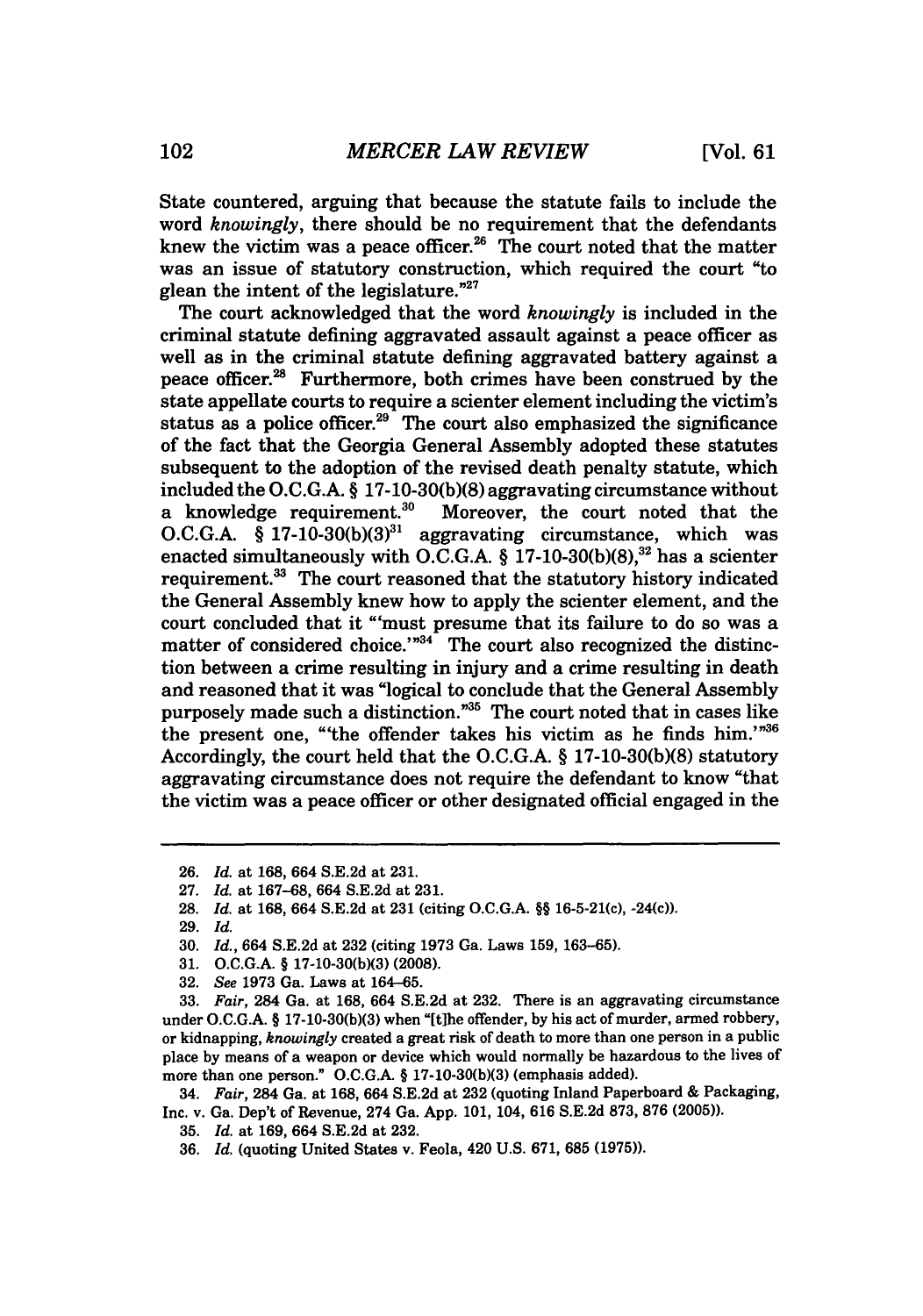State countered, arguing that because the statute fails to include the word *knowingly*, there should be no requirement that the defendants knew the victim was a peace officer.[26] The court noted that the matter was an issue of statutory construction, which required the court "to glean the intent of the legislature."[27]

The court acknowledged that the word *knowingly* is included in the criminal statute defining aggravated assault against a peace officer as well as in the criminal statute defining aggravated battery against a peace officer.[28] Furthermore, both crimes have been construed by the state appellate courts to require a scienter element including the victim's status as a police officer.[29] The court also emphasized the significance of the fact that the Georgia General Assembly adopted these statutes subsequent to the adoption of the revised death penalty statute, which included the O.C.G.A. § 17-10-30(b)(8) aggravating circumstance without a knowledge requirement.[30] Moreover, the court noted that the O.C.G.A. § 17-10-30(b)(3)[31] aggravating circumstance, which was enacted simultaneously with O.C.G.A. § 17-10-30(b)(8),[32] has a scienter requirement.[33] The court reasoned that the statutory history indicated the General Assembly knew how to apply the scienter element, and the court concluded that it "'must presume that its failure to do so was a matter of considered choice.'"[34] The court also recognized the distinction between a crime resulting in injury and a crime resulting in death and reasoned that it was "logical to conclude that the General Assembly purposely made such a distinction."[35] The court noted that in cases like the present one, "'the offender takes his victim as he finds him.'"[36] Accordingly, the court held that the O.C.G.A. § 17-10-30(b)(8) statutory aggravating circumstance does not require the defendant to know "that the victim was a peace officer or other designated official engaged in the

---

26. *Id.* at 168, 664 S.E.2d at 231.

27. *Id.* at 167–68, 664 S.E.2d at 231.

28. *Id.* at 168, 664 S.E.2d at 231 (citing O.C.G.A. §§ 16-5-21(c), -24(c)).

29. *Id.*

30. *Id.*, 664 S.E.2d at 232 (citing 1973 Ga. Laws 159, 163–65).

31. O.C.G.A. § 17-10-30(b)(3) (2008).

32. *See* 1973 Ga. Laws at 164–65.

33. *Fair*, 284 Ga. at 168, 664 S.E.2d at 232. There is an aggravating circumstance under O.C.G.A. § 17-10-30(b)(3) when "[t]he offender, by his act of murder, armed robbery, or kidnapping, *knowingly* created a great risk of death to more than one person in a public place by means of a weapon or device which would normally be hazardous to the lives of more than one person." O.C.G.A. § 17-10-30(b)(3) (emphasis added).

34. *Fair*, 284 Ga. at 168, 664 S.E.2d at 232 (quoting Inland Paperboard & Packaging, Inc. v. Ga. Dep't of Revenue, 274 Ga. App. 101, 104, 616 S.E.2d 873, 876 (2005)).

35. *Id.* at 169, 664 S.E.2d at 232.

36. *Id.* (quoting United States v. Feola, 420 U.S. 671, 685 (1975)).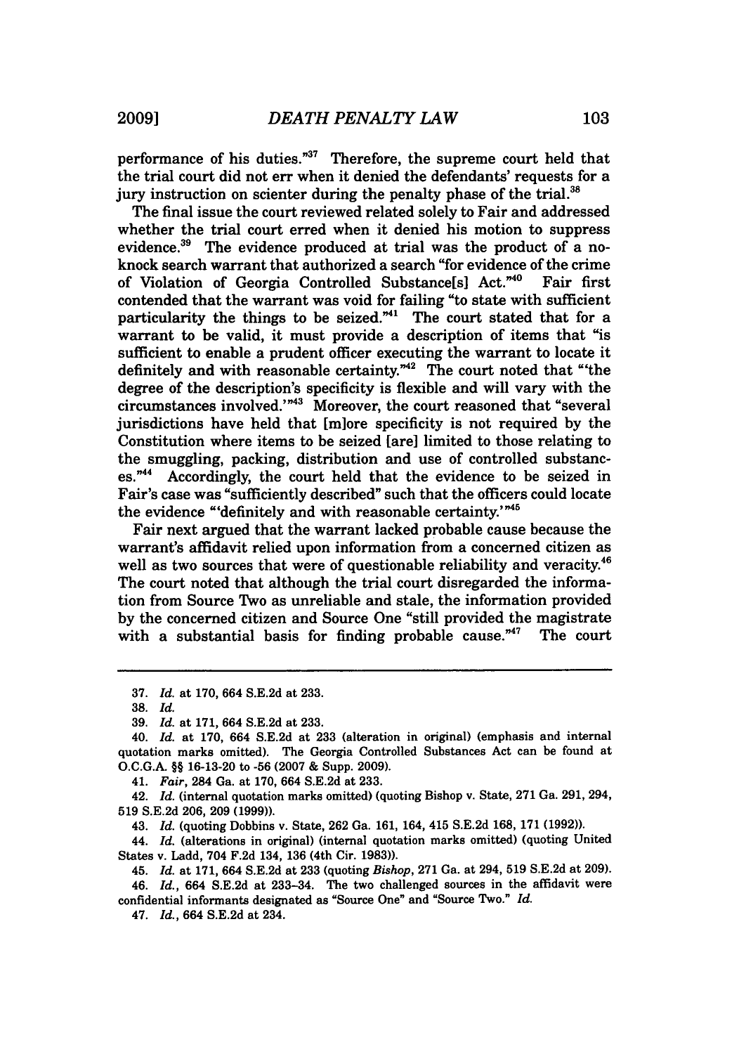performance of his duties."[37] Therefore, the supreme court held that the trial court did not err when it denied the defendants' requests for a jury instruction on scienter during the penalty phase of the trial.[38]

The final issue the court reviewed related solely to Fair and addressed whether the trial court erred when it denied his motion to suppress evidence.[39] The evidence produced at trial was the product of a no-knock search warrant that authorized a search "for evidence of the crime of Violation of Georgia Controlled Substance[s] Act."[40] Fair first contended that the warrant was void for failing "to state with sufficient particularity the things to be seized."[41] The court stated that for a warrant to be valid, it must provide a description of items that "is sufficient to enable a prudent officer executing the warrant to locate it definitely and with reasonable certainty."[42] The court noted that "'the degree of the description's specificity is flexible and will vary with the circumstances involved.'"[43] Moreover, the court reasoned that "several jurisdictions have held that [m]ore specificity is not required by the Constitution where items to be seized [are] limited to those relating to the smuggling, packing, distribution and use of controlled substances."[44] Accordingly, the court held that the evidence to be seized in Fair's case was "sufficiently described" such that the officers could locate the evidence "'definitely and with reasonable certainty.'"[45]

Fair next argued that the warrant lacked probable cause because the warrant's affidavit relied upon information from a concerned citizen as well as two sources that were of questionable reliability and veracity.[46] The court noted that although the trial court disregarded the information from Source Two as unreliable and stale, the information provided by the concerned citizen and Source One "still provided the magistrate with a substantial basis for finding probable cause."[47] The court

---

37. *Id.* at 170, 664 S.E.2d at 233.

38. *Id.*

39. *Id.* at 171, 664 S.E.2d at 233.

40. *Id.* at 170, 664 S.E.2d at 233 (alteration in original) (emphasis and internal quotation marks omitted). The Georgia Controlled Substances Act can be found at O.C.G.A. §§ 16-13-20 to -56 (2007 & Supp. 2009).

41. *Fair*, 284 Ga. at 170, 664 S.E.2d at 233.

42. *Id.* (internal quotation marks omitted) (quoting Bishop v. State, 271 Ga. 291, 294, 519 S.E.2d 206, 209 (1999)).

43. *Id.* (quoting Dobbins v. State, 262 Ga. 161, 164, 415 S.E.2d 168, 171 (1992)).

44. *Id.* (alterations in original) (internal quotation marks omitted) (quoting United States v. Ladd, 704 F.2d 134, 136 (4th Cir. 1983)).

45. *Id.* at 171, 664 S.E.2d at 233 (quoting *Bishop*, 271 Ga. at 294, 519 S.E.2d at 209).

46. *Id.*, 664 S.E.2d at 233-34. The two challenged sources in the affidavit were confidential informants designated as "Source One" and "Source Two." *Id.*

47. *Id.*, 664 S.E.2d at 234.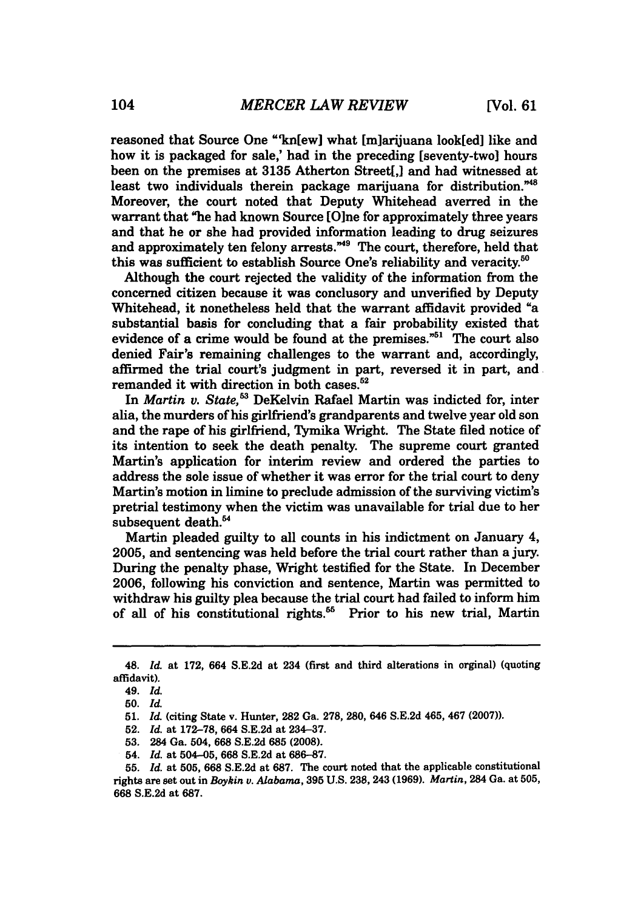reasoned that Source One "'kn[ew] what [m]arijuana look[ed] like and how it is packaged for sale,' had in the preceding [seventy-two] hours been on the premises at 3135 Atherton Street[,] and had witnessed at least two individuals therein package marijuana for distribution."[48] Moreover, the court noted that Deputy Whitehead averred in the warrant that "he had known Source [O]ne for approximately three years and that he or she had provided information leading to drug seizures and approximately ten felony arrests."[49] The court, therefore, held that this was sufficient to establish Source One's reliability and veracity.[50]

Although the court rejected the validity of the information from the concerned citizen because it was conclusory and unverified by Deputy Whitehead, it nonetheless held that the warrant affidavit provided "a substantial basis for concluding that a fair probability existed that evidence of a crime would be found at the premises."[51] The court also denied Fair's remaining challenges to the warrant and, accordingly, affirmed the trial court's judgment in part, reversed it in part, and remanded it with direction in both cases.[52]

In *Martin v. State*,[53] DeKelvin Rafael Martin was indicted for, inter alia, the murders of his girlfriend's grandparents and twelve year old son and the rape of his girlfriend, Tymika Wright. The State filed notice of its intention to seek the death penalty. The supreme court granted Martin's application for interim review and ordered the parties to address the sole issue of whether it was error for the trial court to deny Martin's motion in limine to preclude admission of the surviving victim's pretrial testimony when the victim was unavailable for trial due to her subsequent death.[54]

Martin pleaded guilty to all counts in his indictment on January 4, 2005, and sentencing was held before the trial court rather than a jury. During the penalty phase, Wright testified for the State. In December 2006, following his conviction and sentence, Martin was permitted to withdraw his guilty plea because the trial court had failed to inform him of all of his constitutional rights.[55] Prior to his new trial, Martin

---

48. *Id.* at 172, 664 S.E.2d at 234 (first and third alterations in orginal) (quoting affidavit).

49. *Id.*

50. *Id.*

51. *Id.* (citing State v. Hunter, 282 Ga. 278, 280, 646 S.E.2d 465, 467 (2007)).

52. *Id.* at 172–78, 664 S.E.2d at 234–37.

53. 284 Ga. 504, 668 S.E.2d 685 (2008).

54. *Id.* at 504–05, 668 S.E.2d at 686–87.

55. *Id.* at 505, 668 S.E.2d at 687. The court noted that the applicable constitutional rights are set out in *Boykin v. Alabama*, 395 U.S. 238, 243 (1969). *Martin*, 284 Ga. at 505, 668 S.E.2d at 687.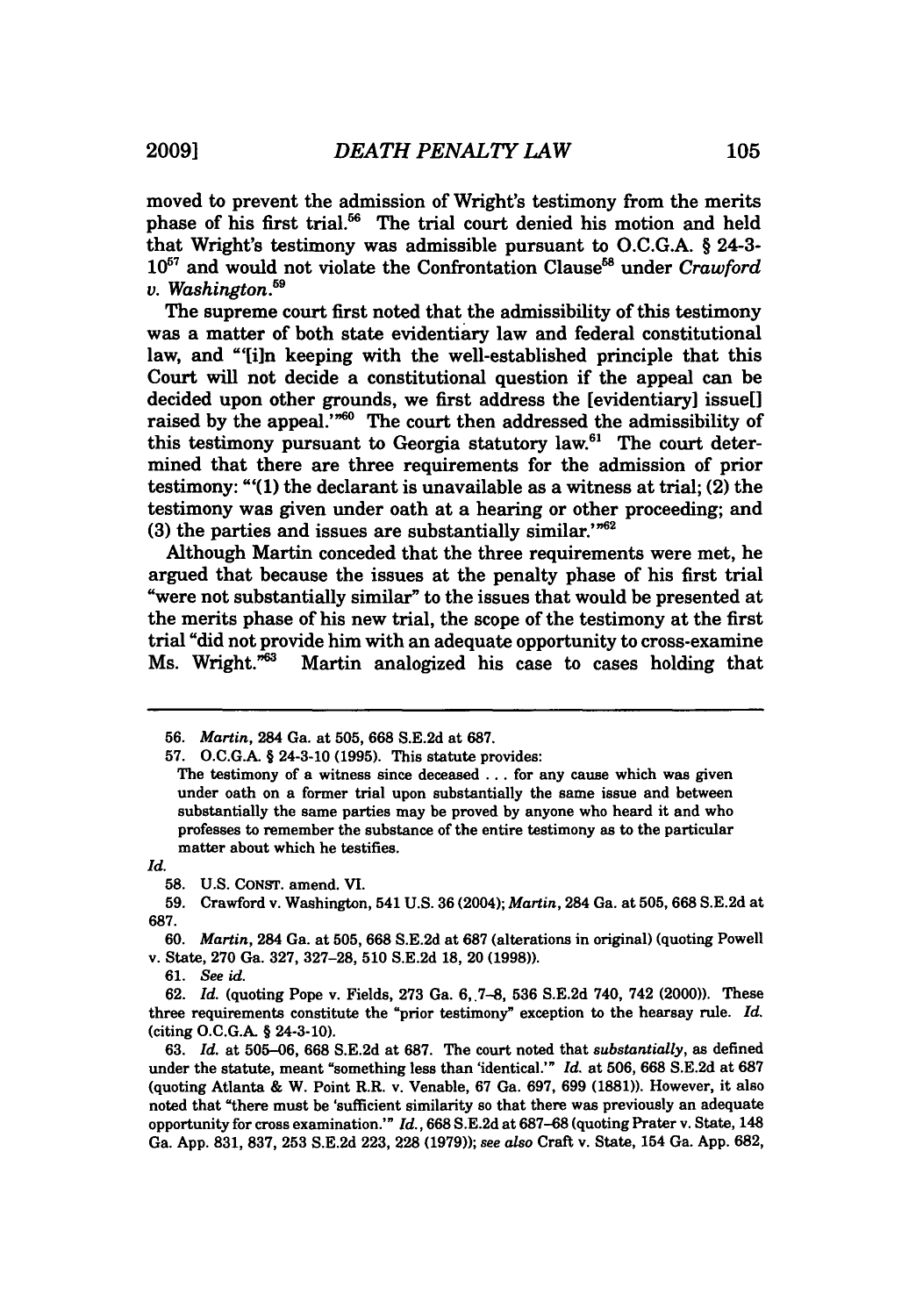moved to prevent the admission of Wright's testimony from the merits phase of his first trial.[56] The trial court denied his motion and held that Wright's testimony was admissible pursuant to O.C.G.A. § 24-3-10[57] and would not violate the Confrontation Clause[58] under *Crawford v. Washington*.[59]

The supreme court first noted that the admissibility of this testimony was a matter of both state evidentiary law and federal constitutional law, and "'[i]n keeping with the well-established principle that this Court will not decide a constitutional question if the appeal can be decided upon other grounds, we first address the [evidentiary] issue[] raised by the appeal.'"[60] The court then addressed the admissibility of this testimony pursuant to Georgia statutory law.[61] The court determined that there are three requirements for the admission of prior testimony: "'(1) the declarant is unavailable as a witness at trial; (2) the testimony was given under oath at a hearing or other proceeding; and (3) the parties and issues are substantially similar.'"[62]

Although Martin conceded that the three requirements were met, he argued that because the issues at the penalty phase of his first trial "were not substantially similar" to the issues that would be presented at the merits phase of his new trial, the scope of the testimony at the first trial "did not provide him with an adequate opportunity to cross-examine Ms. Wright."[63] Martin analogized his case to cases holding that

---

56. *Martin*, 284 Ga. at 505, 668 S.E.2d at 687.

57. O.C.G.A. § 24-3-10 (1995). This statute provides:

> The testimony of a witness since deceased . . . for any cause which was given under oath on a former trial upon substantially the same issue and between substantially the same parties may be proved by anyone who heard it and who professes to remember the substance of the entire testimony as to the particular matter about which he testifies.

*Id.*

58. U.S. CONST. amend. VI.

59. Crawford v. Washington, 541 U.S. 36 (2004); *Martin*, 284 Ga. at 505, 668 S.E.2d at 687.

60. *Martin*, 284 Ga. at 505, 668 S.E.2d at 687 (alterations in original) (quoting Powell v. State, 270 Ga. 327, 327–28, 510 S.E.2d 18, 20 (1998)).

61. *See id.*

62. *Id.* (quoting Pope v. Fields, 273 Ga. 6, 7–8, 536 S.E.2d 740, 742 (2000)). These three requirements constitute the "prior testimony" exception to the hearsay rule. *Id.* (citing O.C.G.A. § 24-3-10).

63. *Id.* at 505–06, 668 S.E.2d at 687. The court noted that *substantially*, as defined under the statute, meant "something less than 'identical.'" *Id.* at 506, 668 S.E.2d at 687 (quoting Atlanta & W. Point R.R. v. Venable, 67 Ga. 697, 699 (1881)). However, it also noted that "there must be 'sufficient similarity so that there was previously an adequate opportunity for cross examination.'" *Id.*, 668 S.E.2d at 687–68 (quoting Prater v. State, 148 Ga. App. 831, 837, 253 S.E.2d 223, 228 (1979)); *see also* Craft v. State, 154 Ga. App. 682,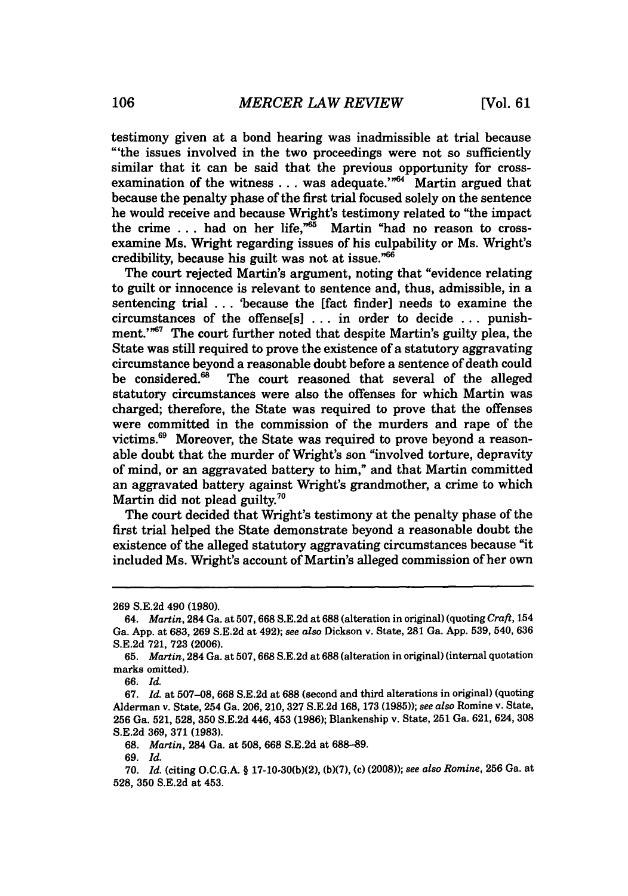testimony given at a bond hearing was inadmissible at trial because "'the issues involved in the two proceedings were not so sufficiently similar that it can be said that the previous opportunity for cross-examination of the witness . . . was adequate.'"[64] Martin argued that because the penalty phase of the first trial focused solely on the sentence he would receive and because Wright's testimony related to "the impact the crime . . . had on her life,"[65] Martin "had no reason to cross-examine Ms. Wright regarding issues of his culpability or Ms. Wright's credibility, because his guilt was not at issue."[66]

The court rejected Martin's argument, noting that "evidence relating to guilt or innocence is relevant to sentence and, thus, admissible, in a sentencing trial . . . 'because the [fact finder] needs to examine the circumstances of the offense[s] . . . in order to decide . . . punishment.'"[67] The court further noted that despite Martin's guilty plea, the State was still required to prove the existence of a statutory aggravating circumstance beyond a reasonable doubt before a sentence of death could be considered.[68] The court reasoned that several of the alleged statutory circumstances were also the offenses for which Martin was charged; therefore, the State was required to prove that the offenses were committed in the commission of the murders and rape of the victims.[69] Moreover, the State was required to prove beyond a reasonable doubt that the murder of Wright's son "involved torture, depravity of mind, or an aggravated battery to him," and that Martin committed an aggravated battery against Wright's grandmother, a crime to which Martin did not plead guilty.[70]

The court decided that Wright's testimony at the penalty phase of the first trial helped the State demonstrate beyond a reasonable doubt the existence of the alleged statutory aggravating circumstances because "it included Ms. Wright's account of Martin's alleged commission of her own

---

269 S.E.2d 490 (1980).

64. *Martin*, 284 Ga. at 507, 668 S.E.2d at 688 (alteration in original) (quoting *Craft*, 154 Ga. App. at 683, 269 S.E.2d at 492); *see also* Dickson v. State, 281 Ga. App. 539, 540, 636 S.E.2d 721, 723 (2006).

65. *Martin*, 284 Ga. at 507, 668 S.E.2d at 688 (alteration in original) (internal quotation marks omitted).

66. *Id.*

67. *Id.* at 507–08, 668 S.E.2d at 688 (second and third alterations in original) (quoting Alderman v. State, 254 Ga. 206, 210, 327 S.E.2d 168, 173 (1985)); *see also* Romine v. State, 256 Ga. 521, 528, 350 S.E.2d 446, 453 (1986); Blankenship v. State, 251 Ga. 621, 624, 308 S.E.2d 369, 371 (1983).

68. *Martin*, 284 Ga. at 508, 668 S.E.2d at 688–89.

69. *Id.*

70. *Id.* (citing O.C.G.A. § 17-10-30(b)(2), (b)(7), (c) (2008)); *see also Romine*, 256 Ga. at 528, 350 S.E.2d at 453.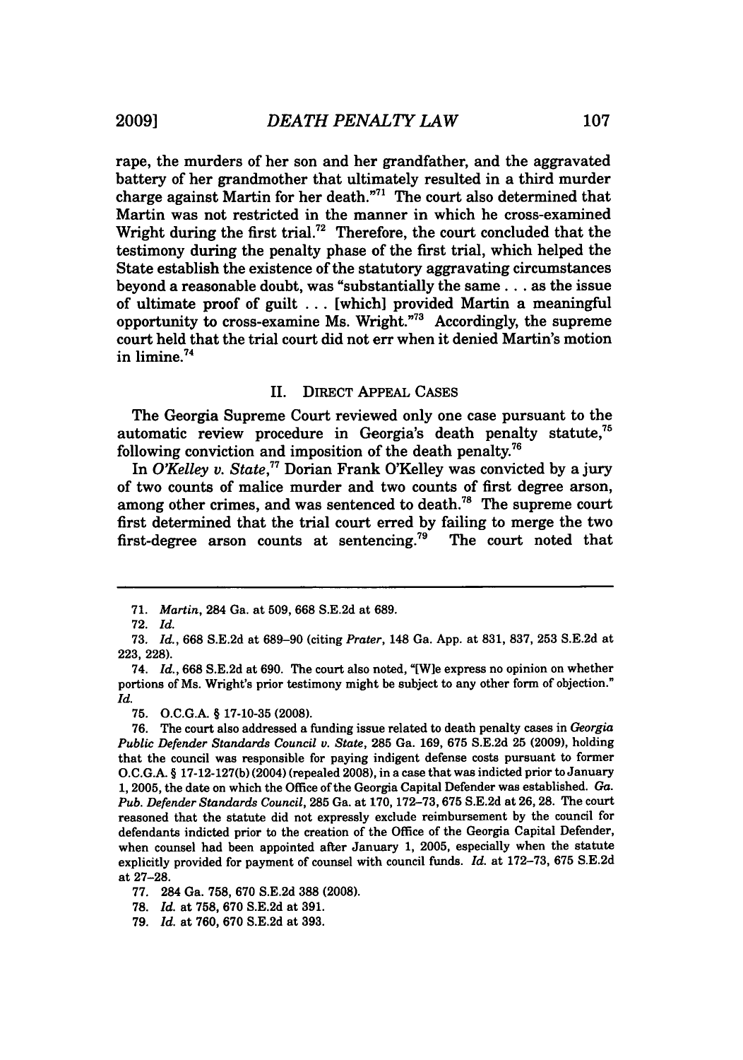rape, the murders of her son and her grandfather, and the aggravated battery of her grandmother that ultimately resulted in a third murder charge against Martin for her death."[71] The court also determined that Martin was not restricted in the manner in which he cross-examined Wright during the first trial.[72] Therefore, the court concluded that the testimony during the penalty phase of the first trial, which helped the State establish the existence of the statutory aggravating circumstances beyond a reasonable doubt, was "substantially the same . . . as the issue of ultimate proof of guilt . . . [which] provided Martin a meaningful opportunity to cross-examine Ms. Wright."[73] Accordingly, the supreme court held that the trial court did not err when it denied Martin's motion in limine.[74]

## II. DIRECT APPEAL CASES

The Georgia Supreme Court reviewed only one case pursuant to the automatic review procedure in Georgia's death penalty statute,[75] following conviction and imposition of the death penalty.[76]

In *O'Kelley v. State*,[77] Dorian Frank O'Kelley was convicted by a jury of two counts of malice murder and two counts of first degree arson, among other crimes, and was sentenced to death.[78] The supreme court first determined that the trial court erred by failing to merge the two first-degree arson counts at sentencing.[79] The court noted that

---

71. *Martin*, 284 Ga. at 509, 668 S.E.2d at 689.

72. *Id.*

73. *Id.*, 668 S.E.2d at 689–90 (citing *Prater*, 148 Ga. App. at 831, 837, 253 S.E.2d at 223, 228).

74. *Id.*, 668 S.E.2d at 690. The court also noted, "[W]e express no opinion on whether portions of Ms. Wright's prior testimony might be subject to any other form of objection." *Id.*

75. O.C.G.A. § 17-10-35 (2008).

76. The court also addressed a funding issue related to death penalty cases in *Georgia Public Defender Standards Council v. State*, 285 Ga. 169, 675 S.E.2d 25 (2009), holding that the council was responsible for paying indigent defense costs pursuant to former O.C.G.A. § 17-12-127(b) (2004) (repealed 2008), in a case that was indicted prior to January 1, 2005, the date on which the Office of the Georgia Capital Defender was established. *Ga. Pub. Defender Standards Council*, 285 Ga. at 170, 172–73, 675 S.E.2d at 26, 28. The court reasoned that the statute did not expressly exclude reimbursement by the council for defendants indicted prior to the creation of the Office of the Georgia Capital Defender, when counsel had been appointed after January 1, 2005, especially when the statute explicitly provided for payment of counsel with council funds. *Id.* at 172–73, 675 S.E.2d at 27–28.

77. 284 Ga. 758, 670 S.E.2d 388 (2008).

78. *Id.* at 758, 670 S.E.2d at 391.

79. *Id.* at 760, 670 S.E.2d at 393.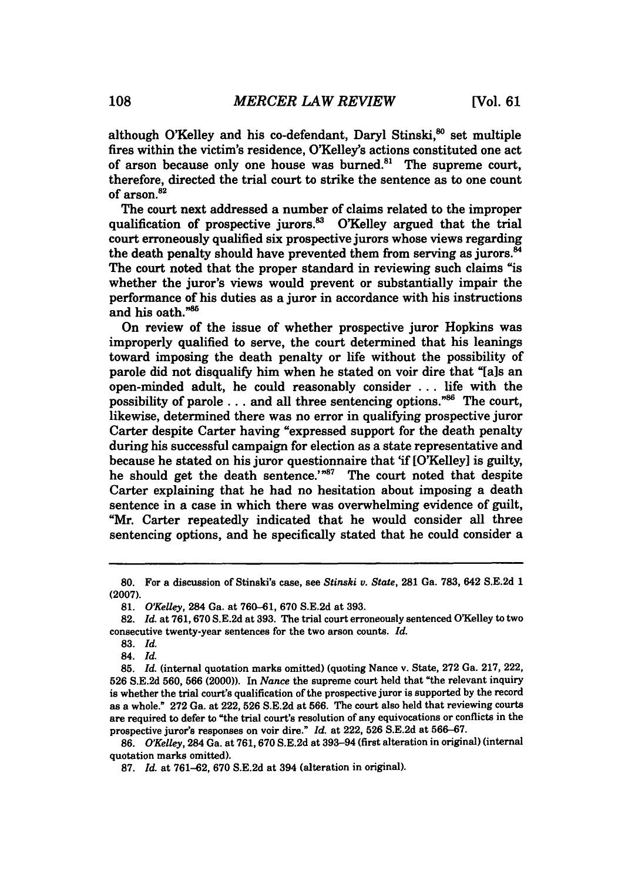although O'Kelley and his co-defendant, Daryl Stinski,[80] set multiple fires within the victim's residence, O'Kelley's actions constituted one act of arson because only one house was burned.[81] The supreme court, therefore, directed the trial court to strike the sentence as to one count of arson.[82]

The court next addressed a number of claims related to the improper qualification of prospective jurors.[83] O'Kelley argued that the trial court erroneously qualified six prospective jurors whose views regarding the death penalty should have prevented them from serving as jurors.[84] The court noted that the proper standard in reviewing such claims "is whether the juror's views would prevent or substantially impair the performance of his duties as a juror in accordance with his instructions and his oath."[85]

On review of the issue of whether prospective juror Hopkins was improperly qualified to serve, the court determined that his leanings toward imposing the death penalty or life without the possibility of parole did not disqualify him when he stated on voir dire that "[a]s an open-minded adult, he could reasonably consider . . . life with the possibility of parole . . . and all three sentencing options."[86] The court, likewise, determined there was no error in qualifying prospective juror Carter despite Carter having "expressed support for the death penalty during his successful campaign for election as a state representative and because he stated on his juror questionnaire that 'if [O'Kelley] is guilty, he should get the death sentence.'"[87] The court noted that despite Carter explaining that he had no hesitation about imposing a death sentence in a case in which there was overwhelming evidence of guilt, "Mr. Carter repeatedly indicated that he would consider all three sentencing options, and he specifically stated that he could consider a

---

80. For a discussion of Stinski's case, see *Stinski v. State*, 281 Ga. 783, 642 S.E.2d 1 (2007).

81. *O'Kelley*, 284 Ga. at 760–61, 670 S.E.2d at 393.

82. *Id.* at 761, 670 S.E.2d at 393. The trial court erroneously sentenced O'Kelley to two consecutive twenty-year sentences for the two arson counts. *Id.*

83. *Id.*

84. *Id.*

85. *Id.* (internal quotation marks omitted) (quoting Nance v. State, 272 Ga. 217, 222, 526 S.E.2d 560, 566 (2000)). In *Nance* the supreme court held that "the relevant inquiry is whether the trial court's qualification of the prospective juror is supported by the record as a whole." 272 Ga. at 222, 526 S.E.2d at 566. The court also held that reviewing courts are required to defer to "the trial court's resolution of any equivocations or conflicts in the prospective juror's responses on voir dire." *Id.* at 222, 526 S.E.2d at 566–67.

86. *O'Kelley*, 284 Ga. at 761, 670 S.E.2d at 393–94 (first alteration in original) (internal quotation marks omitted).

87. *Id.* at 761–62, 670 S.E.2d at 394 (alteration in original).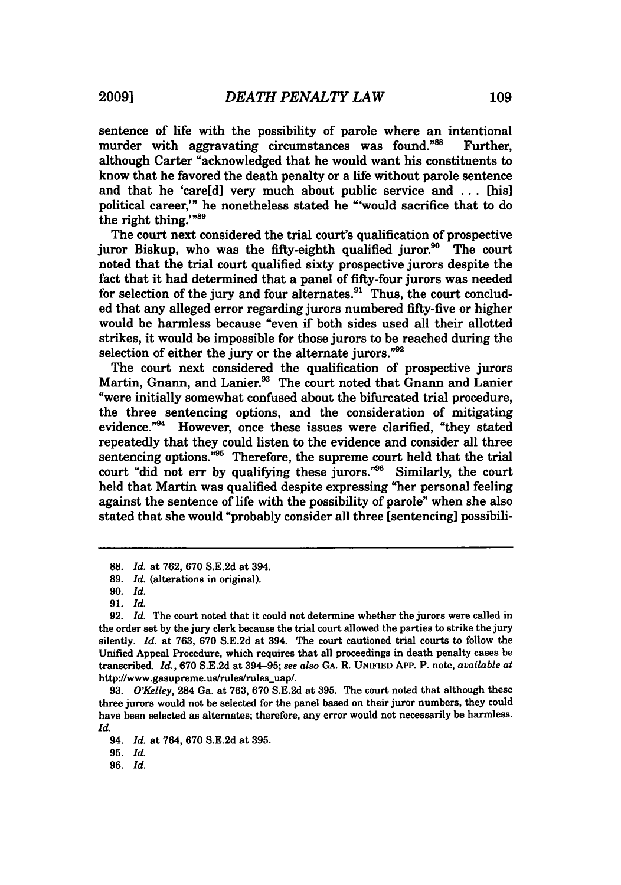sentence of life with the possibility of parole where an intentional murder with aggravating circumstances was found."[88] Further, although Carter "acknowledged that he would want his constituents to know that he favored the death penalty or a life without parole sentence and that he 'care[d] very much about public service and . . . [his] political career,'" he nonetheless stated he "'would sacrifice that to do the right thing.'"[89]

The court next considered the trial court's qualification of prospective juror Biskup, who was the fifty-eighth qualified juror.[90] The court noted that the trial court qualified sixty prospective jurors despite the fact that it had determined that a panel of fifty-four jurors was needed for selection of the jury and four alternates.[91] Thus, the court concluded that any alleged error regarding jurors numbered fifty-five or higher would be harmless because "even if both sides used all their allotted strikes, it would be impossible for those jurors to be reached during the selection of either the jury or the alternate jurors."[92]

The court next considered the qualification of prospective jurors Martin, Gnann, and Lanier.[93] The court noted that Gnann and Lanier "were initially somewhat confused about the bifurcated trial procedure, the three sentencing options, and the consideration of mitigating evidence."[94] However, once these issues were clarified, "they stated repeatedly that they could listen to the evidence and consider all three sentencing options."[95] Therefore, the supreme court held that the trial court "did not err by qualifying these jurors."[96] Similarly, the court held that Martin was qualified despite expressing "her personal feeling against the sentence of life with the possibility of parole" when she also stated that she would "probably consider all three [sentencing] possibili-

---

88. *Id.* at 762, 670 S.E.2d at 394.

89. *Id.* (alterations in original).

90. *Id.*

91. *Id.*

92. *Id.* The court noted that it could not determine whether the jurors were called in the order set by the jury clerk because the trial court allowed the parties to strike the jury silently. *Id.* at 763, 670 S.E.2d at 394. The court cautioned trial courts to follow the Unified Appeal Procedure, which requires that all proceedings in death penalty cases be transcribed. *Id.*, 670 S.E.2d at 394–95; *see also* GA. R. UNIFIED APP. P. note, *available at* http://www.gasupreme.us/rules/rules_uap/.

93. *O'Kelley*, 284 Ga. at 763, 670 S.E.2d at 395. The court noted that although these three jurors would not be selected for the panel based on their juror numbers, they could have been selected as alternates; therefore, any error would not necessarily be harmless. *Id.*

94. *Id.* at 764, 670 S.E.2d at 395.

95. *Id.*

96. *Id.*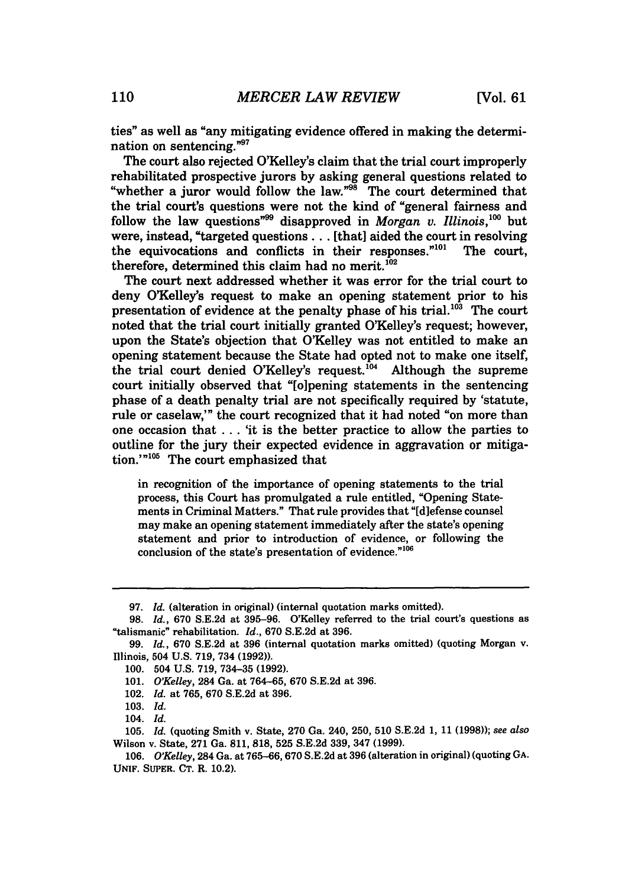ties" as well as "any mitigating evidence offered in making the determination on sentencing."[97]

The court also rejected O'Kelley's claim that the trial court improperly rehabilitated prospective jurors by asking general questions related to "whether a juror would follow the law."[98] The court determined that the trial court's questions were not the kind of "general fairness and follow the law questions"[99] disapproved in *Morgan v. Illinois*,[100] but were, instead, "targeted questions . . . [that] aided the court in resolving the equivocations and conflicts in their responses."[101] The court, therefore, determined this claim had no merit.[102]

The court next addressed whether it was error for the trial court to deny O'Kelley's request to make an opening statement prior to his presentation of evidence at the penalty phase of his trial.[103] The court noted that the trial court initially granted O'Kelley's request; however, upon the State's objection that O'Kelley was not entitled to make an opening statement because the State had opted not to make one itself, the trial court denied O'Kelley's request.[104] Although the supreme court initially observed that "[o]pening statements in the sentencing phase of a death penalty trial are not specifically required by 'statute, rule or caselaw,'" the court recognized that it had noted "on more than one occasion that . . . 'it is the better practice to allow the parties to outline for the jury their expected evidence in aggravation or mitigation.'"[105] The court emphasized that

> in recognition of the importance of opening statements to the trial process, this Court has promulgated a rule entitled, "Opening Statements in Criminal Matters." That rule provides that "[d]efense counsel may make an opening statement immediately after the state's opening statement and prior to introduction of evidence, or following the conclusion of the state's presentation of evidence."[106]

---

97. *Id.* (alteration in original) (internal quotation marks omitted).

98. *Id.*, 670 S.E.2d at 395–96. O'Kelley referred to the trial court's questions as "talismanic" rehabilitation. *Id.*, 670 S.E.2d at 396.

99. *Id.*, 670 S.E.2d at 396 (internal quotation marks omitted) (quoting Morgan v. Illinois, 504 U.S. 719, 734 (1992)).

100. 504 U.S. 719, 734–35 (1992).

101. *O'Kelley*, 284 Ga. at 764–65, 670 S.E.2d at 396.

102. *Id.* at 765, 670 S.E.2d at 396.

103. *Id.*

104. *Id.*

105. *Id.* (quoting Smith v. State, 270 Ga. 240, 250, 510 S.E.2d 1, 11 (1998)); *see also* Wilson v. State, 271 Ga. 811, 818, 525 S.E.2d 339, 347 (1999).

106. *O'Kelley*, 284 Ga. at 765–66, 670 S.E.2d at 396 (alteration in original) (quoting GA. UNIF. SUPER. CT. R. 10.2).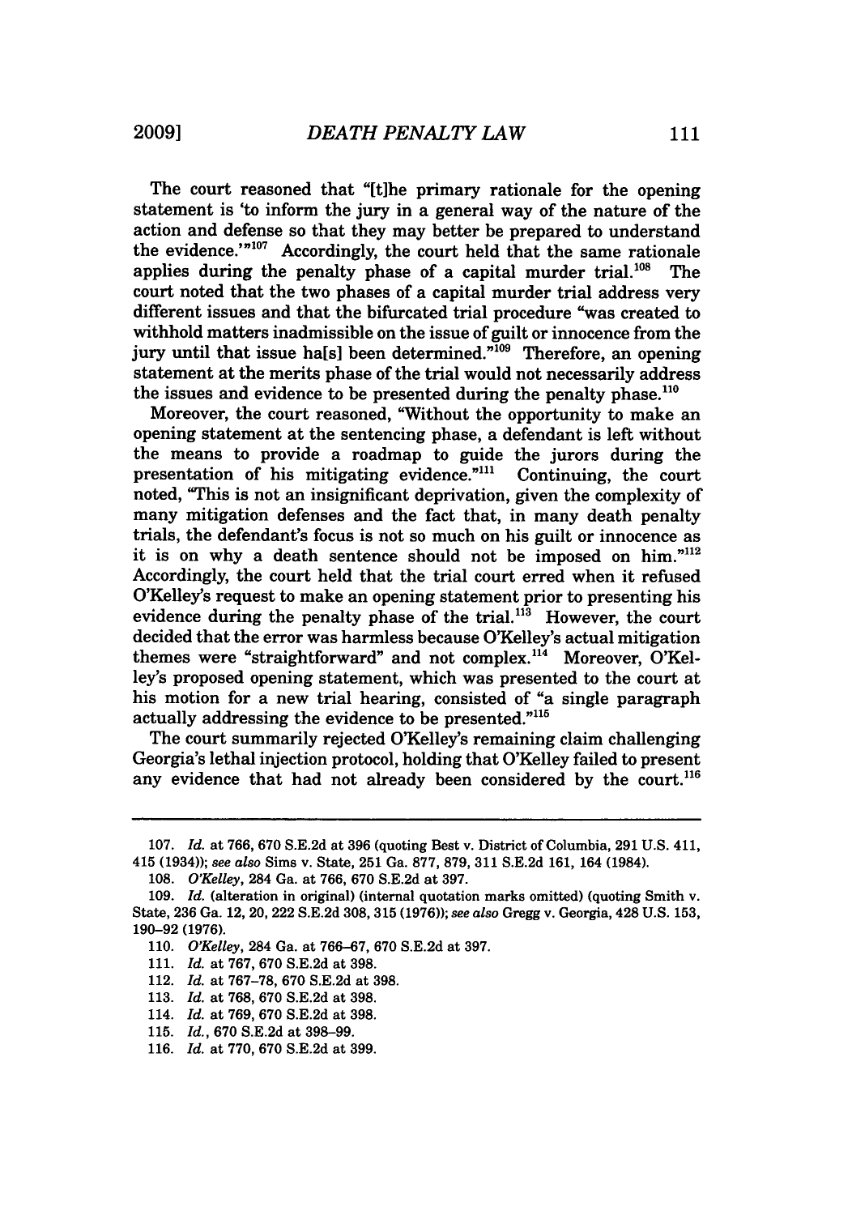The court reasoned that "[t]he primary rationale for the opening statement is 'to inform the jury in a general way of the nature of the action and defense so that they may better be prepared to understand the evidence.'"[107] Accordingly, the court held that the same rationale applies during the penalty phase of a capital murder trial.[108] The court noted that the two phases of a capital murder trial address very different issues and that the bifurcated trial procedure "was created to withhold matters inadmissible on the issue of guilt or innocence from the jury until that issue ha[s] been determined."[109] Therefore, an opening statement at the merits phase of the trial would not necessarily address the issues and evidence to be presented during the penalty phase.[110]

Moreover, the court reasoned, "Without the opportunity to make an opening statement at the sentencing phase, a defendant is left without the means to provide a roadmap to guide the jurors during the presentation of his mitigating evidence."[111] Continuing, the court noted, "This is not an insignificant deprivation, given the complexity of many mitigation defenses and the fact that, in many death penalty trials, the defendant's focus is not so much on his guilt or innocence as it is on why a death sentence should not be imposed on him."[112] Accordingly, the court held that the trial court erred when it refused O'Kelley's request to make an opening statement prior to presenting his evidence during the penalty phase of the trial.[113] However, the court decided that the error was harmless because O'Kelley's actual mitigation themes were "straightforward" and not complex.[114] Moreover, O'Kelley's proposed opening statement, which was presented to the court at his motion for a new trial hearing, consisted of "a single paragraph actually addressing the evidence to be presented."[115]

The court summarily rejected O'Kelley's remaining claim challenging Georgia's lethal injection protocol, holding that O'Kelley failed to present any evidence that had not already been considered by the court.[116]

---

107. *Id.* at 766, 670 S.E.2d at 396 (quoting Best v. District of Columbia, 291 U.S. 411, 415 (1934)); *see also* Sims v. State, 251 Ga. 877, 879, 311 S.E.2d 161, 164 (1984).

108. *O'Kelley*, 284 Ga. at 766, 670 S.E.2d at 397.

109. *Id.* (alteration in original) (internal quotation marks omitted) (quoting Smith v. State, 236 Ga. 12, 20, 222 S.E.2d 308, 315 (1976)); *see also* Gregg v. Georgia, 428 U.S. 153, 190–92 (1976).

110. *O'Kelley*, 284 Ga. at 766–67, 670 S.E.2d at 397.

111. *Id.* at 767, 670 S.E.2d at 398.

112. *Id.* at 767–78, 670 S.E.2d at 398.

113. *Id.* at 768, 670 S.E.2d at 398.

114. *Id.* at 769, 670 S.E.2d at 398.

115. *Id.*, 670 S.E.2d at 398–99.

116. *Id.* at 770, 670 S.E.2d at 399.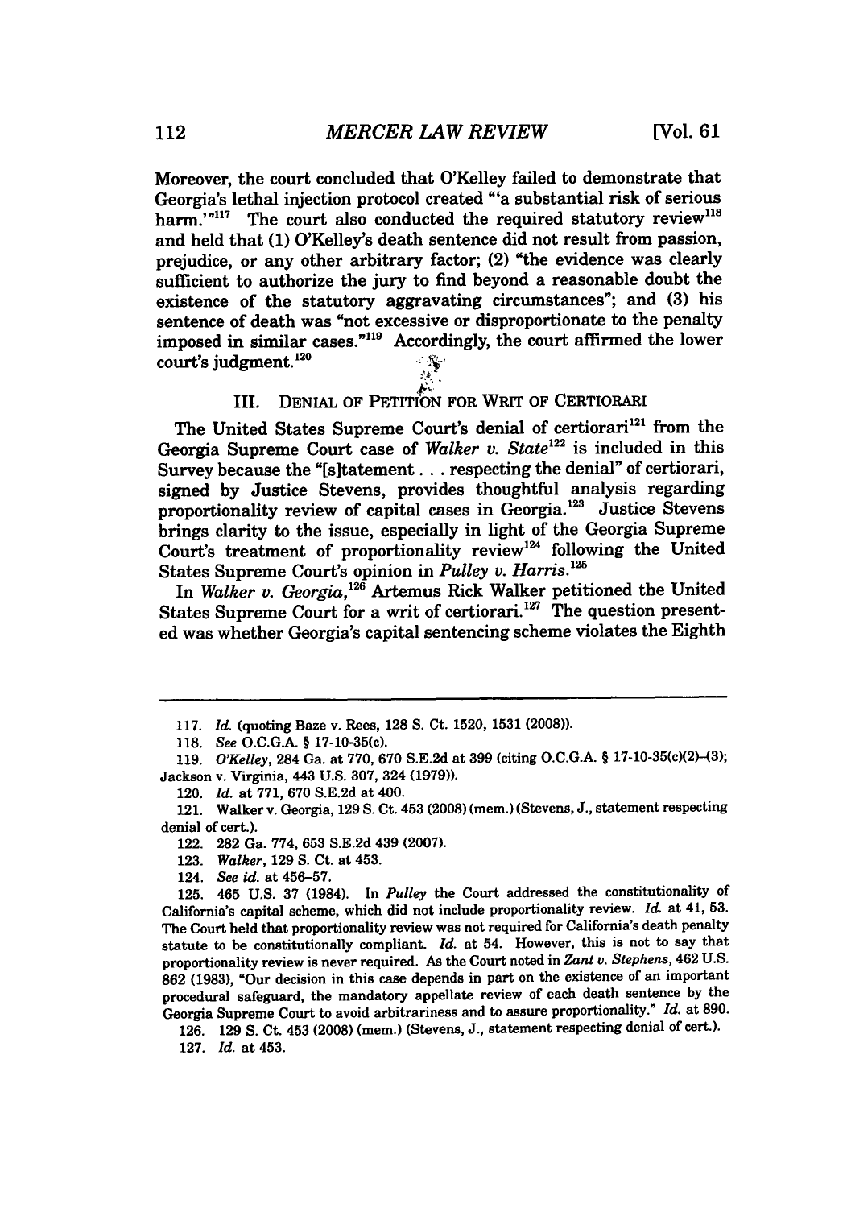Moreover, the court concluded that O'Kelley failed to demonstrate that Georgia's lethal injection protocol created "'a substantial risk of serious harm.'"[117] The court also conducted the required statutory review[118] and held that (1) O'Kelley's death sentence did not result from passion, prejudice, or any other arbitrary factor; (2) "the evidence was clearly sufficient to authorize the jury to find beyond a reasonable doubt the existence of the statutory aggravating circumstances"; and (3) his sentence of death was "not excessive or disproportionate to the penalty imposed in similar cases."[119] Accordingly, the court affirmed the lower court's judgment.[120]

## III. DENIAL OF PETITION FOR WRIT OF CERTIORARI

The United States Supreme Court's denial of certiorari[121] from the Georgia Supreme Court case of *Walker v. State*[122] is included in this Survey because the "[s]tatement . . . respecting the denial" of certiorari, signed by Justice Stevens, provides thoughtful analysis regarding proportionality review of capital cases in Georgia.[123] Justice Stevens brings clarity to the issue, especially in light of the Georgia Supreme Court's treatment of proportionality review[124] following the United States Supreme Court's opinion in *Pulley v. Harris*.[125]

In *Walker v. Georgia*,[126] Artemus Rick Walker petitioned the United States Supreme Court for a writ of certiorari.[127] The question presented was whether Georgia's capital sentencing scheme violates the Eighth

---

117. *Id.* (quoting Baze v. Rees, 128 S. Ct. 1520, 1531 (2008)).

118. *See* O.C.G.A. § 17-10-35(c).

119. *O'Kelley*, 284 Ga. at 770, 670 S.E.2d at 399 (citing O.C.G.A. § 17-10-35(c)(2)-(3); Jackson v. Virginia, 443 U.S. 307, 324 (1979)).

120. *Id.* at 771, 670 S.E.2d at 400.

121. Walker v. Georgia, 129 S. Ct. 453 (2008) (mem.) (Stevens, J., statement respecting denial of cert.).

122. 282 Ga. 774, 653 S.E.2d 439 (2007).

123. *Walker*, 129 S. Ct. at 453.

124. *See id.* at 456-57.

125. 465 U.S. 37 (1984). In *Pulley* the Court addressed the constitutionality of California's capital scheme, which did not include proportionality review. *Id.* at 41, 53. The Court held that proportionality review was not required for California's death penalty statute to be constitutionally compliant. *Id.* at 54. However, this is not to say that proportionality review is never required. As the Court noted in *Zant v. Stephens*, 462 U.S. 862 (1983), "Our decision in this case depends in part on the existence of an important procedural safeguard, the mandatory appellate review of each death sentence by the Georgia Supreme Court to avoid arbitrariness and to assure proportionality." *Id.* at 890.

126. 129 S. Ct. 453 (2008) (mem.) (Stevens, J., statement respecting denial of cert.).

127. *Id.* at 453.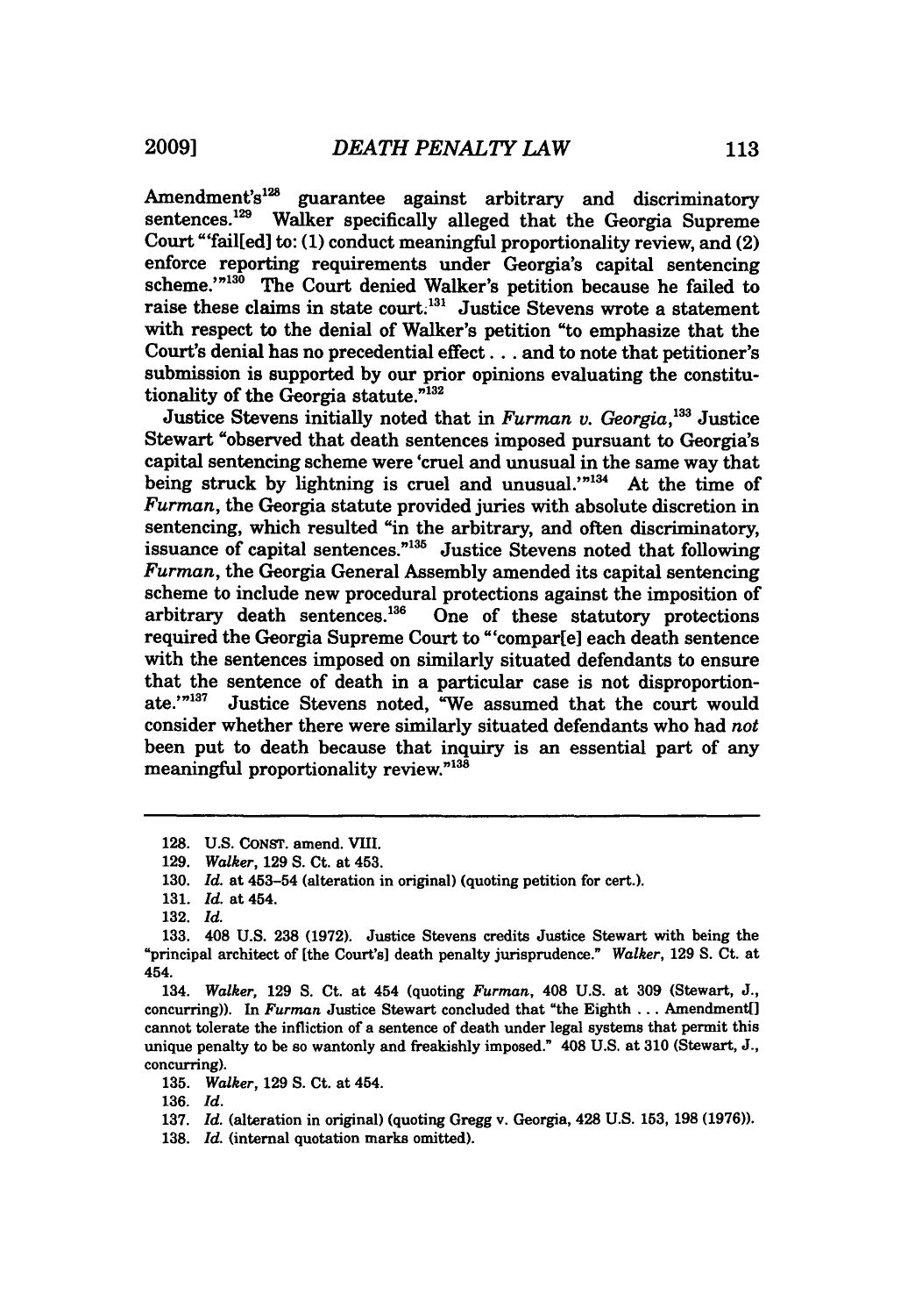Amendment's[128] guarantee against arbitrary and discriminatory sentences.[129] Walker specifically alleged that the Georgia Supreme Court "'fail[ed] to: (1) conduct meaningful proportionality review, and (2) enforce reporting requirements under Georgia's capital sentencing scheme.'"[130] The Court denied Walker's petition because he failed to raise these claims in state court.[131] Justice Stevens wrote a statement with respect to the denial of Walker's petition "to emphasize that the Court's denial has no precedential effect . . . and to note that petitioner's submission is supported by our prior opinions evaluating the constitutionality of the Georgia statute."[132]

Justice Stevens initially noted that in *Furman v. Georgia*,[133] Justice Stewart "observed that death sentences imposed pursuant to Georgia's capital sentencing scheme were 'cruel and unusual in the same way that being struck by lightning is cruel and unusual.'"[134] At the time of *Furman*, the Georgia statute provided juries with absolute discretion in sentencing, which resulted "in the arbitrary, and often discriminatory, issuance of capital sentences."[135] Justice Stevens noted that following *Furman*, the Georgia General Assembly amended its capital sentencing scheme to include new procedural protections against the imposition of arbitrary death sentences.[136] One of these statutory protections required the Georgia Supreme Court to "'compar[e] each death sentence with the sentences imposed on similarly situated defendants to ensure that the sentence of death in a particular case is not disproportionate.'"[137] Justice Stevens noted, "We assumed that the court would consider whether there were similarly situated defendants who had *not* been put to death because that inquiry is an essential part of any meaningful proportionality review."[138]

---

128. U.S. CONST. amend. VIII.

129. *Walker*, 129 S. Ct. at 453.

130. *Id.* at 453–54 (alteration in original) (quoting petition for cert.).

131. *Id.* at 454.

132. *Id.*

133. 408 U.S. 238 (1972). Justice Stevens credits Justice Stewart with being the "principal architect of [the Court's] death penalty jurisprudence." *Walker*, 129 S. Ct. at 454.

134. *Walker*, 129 S. Ct. at 454 (quoting *Furman*, 408 U.S. at 309 (Stewart, J., concurring)). In *Furman* Justice Stewart concluded that "the Eighth . . . Amendment[] cannot tolerate the infliction of a sentence of death under legal systems that permit this unique penalty to be so wantonly and freakishly imposed." 408 U.S. at 310 (Stewart, J., concurring).

135. *Walker*, 129 S. Ct. at 454.

136. *Id.*

137. *Id.* (alteration in original) (quoting Gregg v. Georgia, 428 U.S. 153, 198 (1976)).

138. *Id.* (internal quotation marks omitted).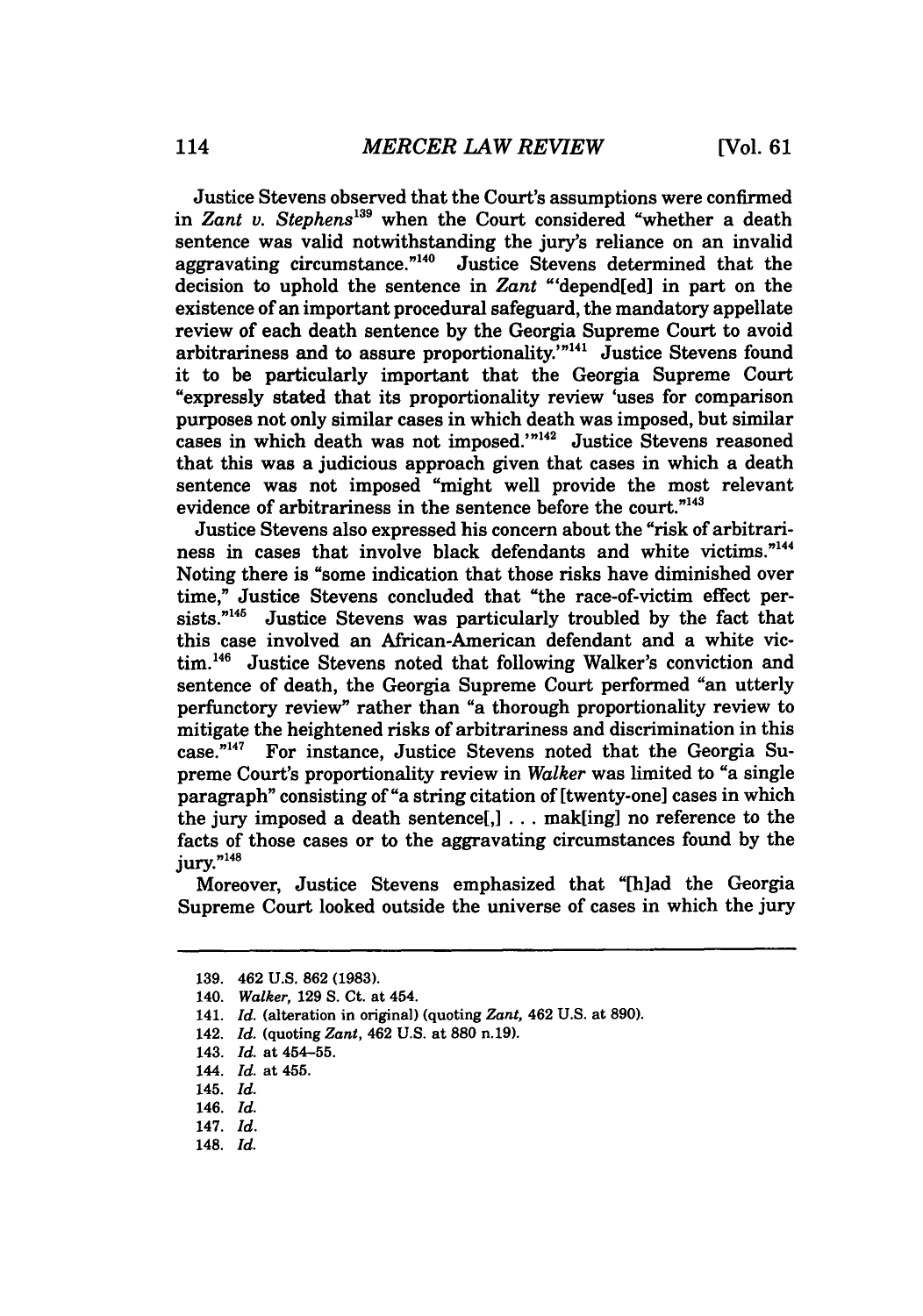Justice Stevens observed that the Court's assumptions were confirmed in *Zant v. Stephens*[139] when the Court considered "whether a death sentence was valid notwithstanding the jury's reliance on an invalid aggravating circumstance."[140] Justice Stevens determined that the decision to uphold the sentence in *Zant* "'depend[ed] in part on the existence of an important procedural safeguard, the mandatory appellate review of each death sentence by the Georgia Supreme Court to avoid arbitrariness and to assure proportionality.'"[141] Justice Stevens found it to be particularly important that the Georgia Supreme Court "expressly stated that its proportionality review 'uses for comparison purposes not only similar cases in which death was imposed, but similar cases in which death was not imposed.'"[142] Justice Stevens reasoned that this was a judicious approach given that cases in which a death sentence was not imposed "might well provide the most relevant evidence of arbitrariness in the sentence before the court."[143]

Justice Stevens also expressed his concern about the "risk of arbitrariness in cases that involve black defendants and white victims."[144] Noting there is "some indication that those risks have diminished over time," Justice Stevens concluded that "the race-of-victim effect persists."[145] Justice Stevens was particularly troubled by the fact that this case involved an African-American defendant and a white victim.[146] Justice Stevens noted that following Walker's conviction and sentence of death, the Georgia Supreme Court performed "an utterly perfunctory review" rather than "a thorough proportionality review to mitigate the heightened risks of arbitrariness and discrimination in this case."[147] For instance, Justice Stevens noted that the Georgia Supreme Court's proportionality review in *Walker* was limited to "a single paragraph" consisting of "a string citation of [twenty-one] cases in which the jury imposed a death sentence[,] . . . mak[ing] no reference to the facts of those cases or to the aggravating circumstances found by the jury."[148]

Moreover, Justice Stevens emphasized that "[h]ad the Georgia Supreme Court looked outside the universe of cases in which the jury

---

139. 462 U.S. 862 (1983).
140. *Walker*, 129 S. Ct. at 454.
141. *Id.* (alteration in original) (quoting *Zant*, 462 U.S. at 890).
142. *Id.* (quoting *Zant*, 462 U.S. at 880 n.19).
143. *Id.* at 454–55.
144. *Id.* at 455.
145. *Id.*
146. *Id.*
147. *Id.*
148. *Id.*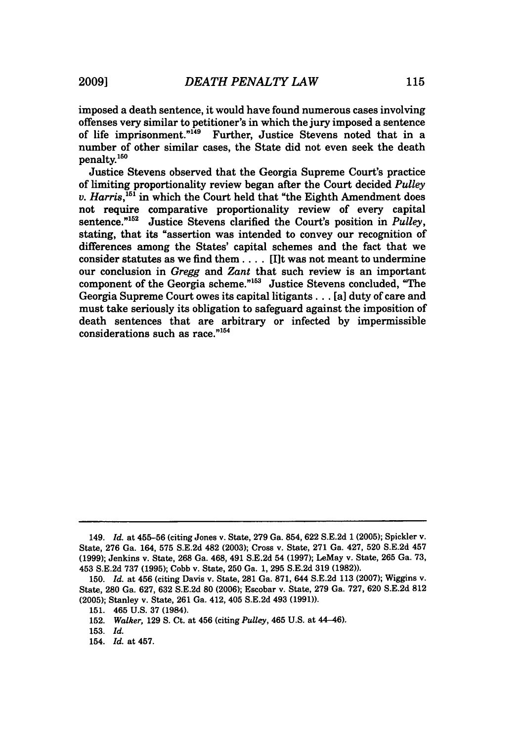imposed a death sentence, it would have found numerous cases involving offenses very similar to petitioner's in which the jury imposed a sentence of life imprisonment."[149] Further, Justice Stevens noted that in a number of other similar cases, the State did not even seek the death penalty.[150]

Justice Stevens observed that the Georgia Supreme Court's practice of limiting proportionality review began after the Court decided *Pulley v. Harris*,[151] in which the Court held that "the Eighth Amendment does not require comparative proportionality review of every capital sentence."[152] Justice Stevens clarified the Court's position in *Pulley*, stating, that its "assertion was intended to convey our recognition of differences among the States' capital schemes and the fact that we consider statutes as we find them . . . . [I]t was not meant to undermine our conclusion in *Gregg* and *Zant* that such review is an important component of the Georgia scheme."[153] Justice Stevens concluded, "The Georgia Supreme Court owes its capital litigants . . . [a] duty of care and must take seriously its obligation to safeguard against the imposition of death sentences that are arbitrary or infected by impermissible considerations such as race."[154]

---

149. *Id.* at 455–56 (citing Jones v. State, 279 Ga. 854, 622 S.E.2d 1 (2005); Spickler v. State, 276 Ga. 164, 575 S.E.2d 482 (2003); Cross v. State, 271 Ga. 427, 520 S.E.2d 457 (1999); Jenkins v. State, 268 Ga. 468, 491 S.E.2d 54 (1997); LeMay v. State, 265 Ga. 73, 453 S.E.2d 737 (1995); Cobb v. State, 250 Ga. 1, 295 S.E.2d 319 (1982)).

150. *Id.* at 456 (citing Davis v. State, 281 Ga. 871, 644 S.E.2d 113 (2007); Wiggins v. State, 280 Ga. 627, 632 S.E.2d 80 (2006); Escobar v. State, 279 Ga. 727, 620 S.E.2d 812 (2005); Stanley v. State, 261 Ga. 412, 405 S.E.2d 493 (1991)).

151. 465 U.S. 37 (1984).

152. *Walker*, 129 S. Ct. at 456 (citing *Pulley*, 465 U.S. at 44–46).

153. *Id.*

154. *Id.* at 457.